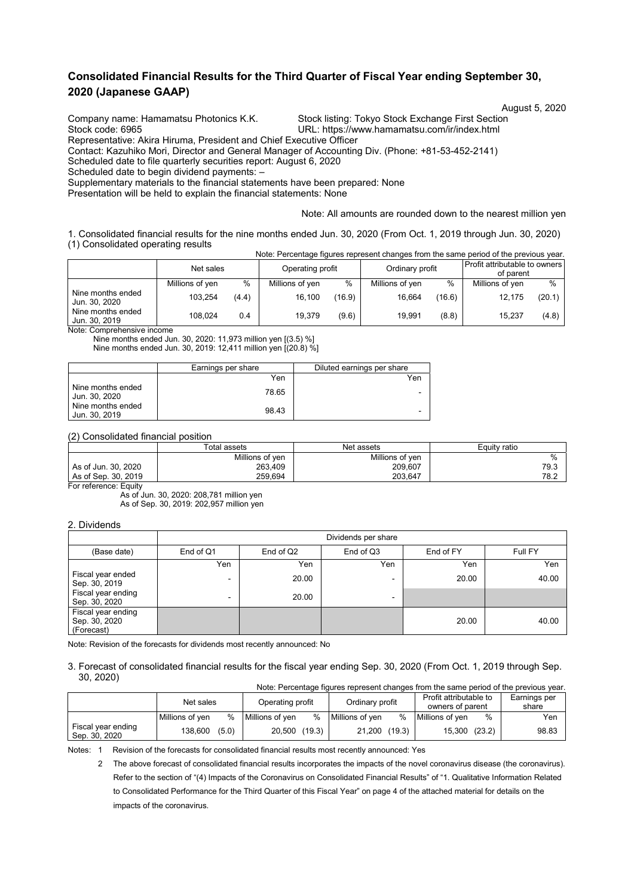# Consolidated Financial Results for the Third Quarter of Fiscal Year ending September 30, 2020 (Japanese GAAP)

August 5, 2020

Company name: Hamamatsu Photonics K.K.　Stock listing: Tokyo Stock Exchange First Section
Stock code: 6965　URL: https://www.hamamatsu.com/ir/index.html
Representative: Akira Hiruma, President and Chief Executive Officer
Contact: Kazuhiko Mori, Director and General Manager of Accounting Div. (Phone: +81-53-452-2141)
Scheduled date to file quarterly securities report: August 6, 2020
Scheduled date to begin dividend payments: –
Supplementary materials to the financial statements have been prepared: None
Presentation will be held to explain the financial statements: None

Note: All amounts are rounded down to the nearest million yen

1. Consolidated financial results for the nine months ended Jun. 30, 2020 (From Oct. 1, 2019 through Jun. 30, 2020)
(1) Consolidated operating results

Note: Percentage figures represent changes from the same period of the previous year.

| | Net sales | | Operating profit | | Ordinary profit | | Profit attributable to owners of parent | |
|---|---|---|---|---|---|---|---|---|
| | Millions of yen | % | Millions of yen | % | Millions of yen | % | Millions of yen | % |
| Nine months ended Jun. 30, 2020 | 103,254 | (4.4) | 16,100 | (16.9) | 16,664 | (16.6) | 12,175 | (20.1) |
| Nine months ended Jun. 30, 2019 | 108,024 | 0.4 | 19,379 | (9.6) | 19,991 | (8.8) | 15,237 | (4.8) |

Note: Comprehensive income
Nine months ended Jun. 30, 2020: 11,973 million yen [(3.5) %]
Nine months ended Jun. 30, 2019: 12,411 million yen [(20.8) %]

| | Earnings per share | Diluted earnings per share |
|---|---|---|
| | Yen | Yen |
| Nine months ended Jun. 30, 2020 | 78.65 | - |
| Nine months ended Jun. 30, 2019 | 98.43 | - |

(2) Consolidated financial position

| | Total assets | Net assets | Equity ratio |
|---|---|---|---|
| | Millions of yen | Millions of yen | % |
| As of Jun. 30, 2020 | 263,409 | 209,607 | 79.3 |
| As of Sep. 30, 2019 | 259,694 | 203,647 | 78.2 |

For reference: Equity
As of Jun. 30, 2020: 208,781 million yen
As of Sep. 30, 2019: 202,957 million yen

2. Dividends

| | Dividends per share | | | | |
|---|---|---|---|---|---|
| (Base date) | End of Q1 | End of Q2 | End of Q3 | End of FY | Full FY |
| | Yen | Yen | Yen | Yen | Yen |
| Fiscal year ended Sep. 30, 2019 | - | 20.00 | - | 20.00 | 40.00 |
| Fiscal year ending Sep. 30, 2020 | - | 20.00 | - | | |
| Fiscal year ending Sep. 30, 2020 (Forecast) | | | | 20.00 | 40.00 |

Note: Revision of the forecasts for dividends most recently announced: No

3. Forecast of consolidated financial results for the fiscal year ending Sep. 30, 2020 (From Oct. 1, 2019 through Sep. 30, 2020)

Note: Percentage figures represent changes from the same period of the previous year.

| | Net sales | | Operating profit | | Ordinary profit | | Profit attributable to owners of parent | | Earnings per share |
|---|---|---|---|---|---|---|---|---|---|
| | Millions of yen | % | Millions of yen | % | Millions of yen | % | Millions of yen | % | Yen |
| Fiscal year ending Sep. 30, 2020 | 138,600 | (5.0) | 20,500 | (19.3) | 21,200 | (19.3) | 15,300 | (23.2) | 98.83 |

Notes: 1　Revision of the forecasts for consolidated financial results most recently announced: Yes

2　The above forecast of consolidated financial results incorporates the impacts of the novel coronavirus disease (the coronavirus). Refer to the section of "(4) Impacts of the Coronavirus on Consolidated Financial Results" of "1. Qualitative Information Related to Consolidated Performance for the Third Quarter of this Fiscal Year" on page 4 of the attached material for details on the impacts of the coronavirus.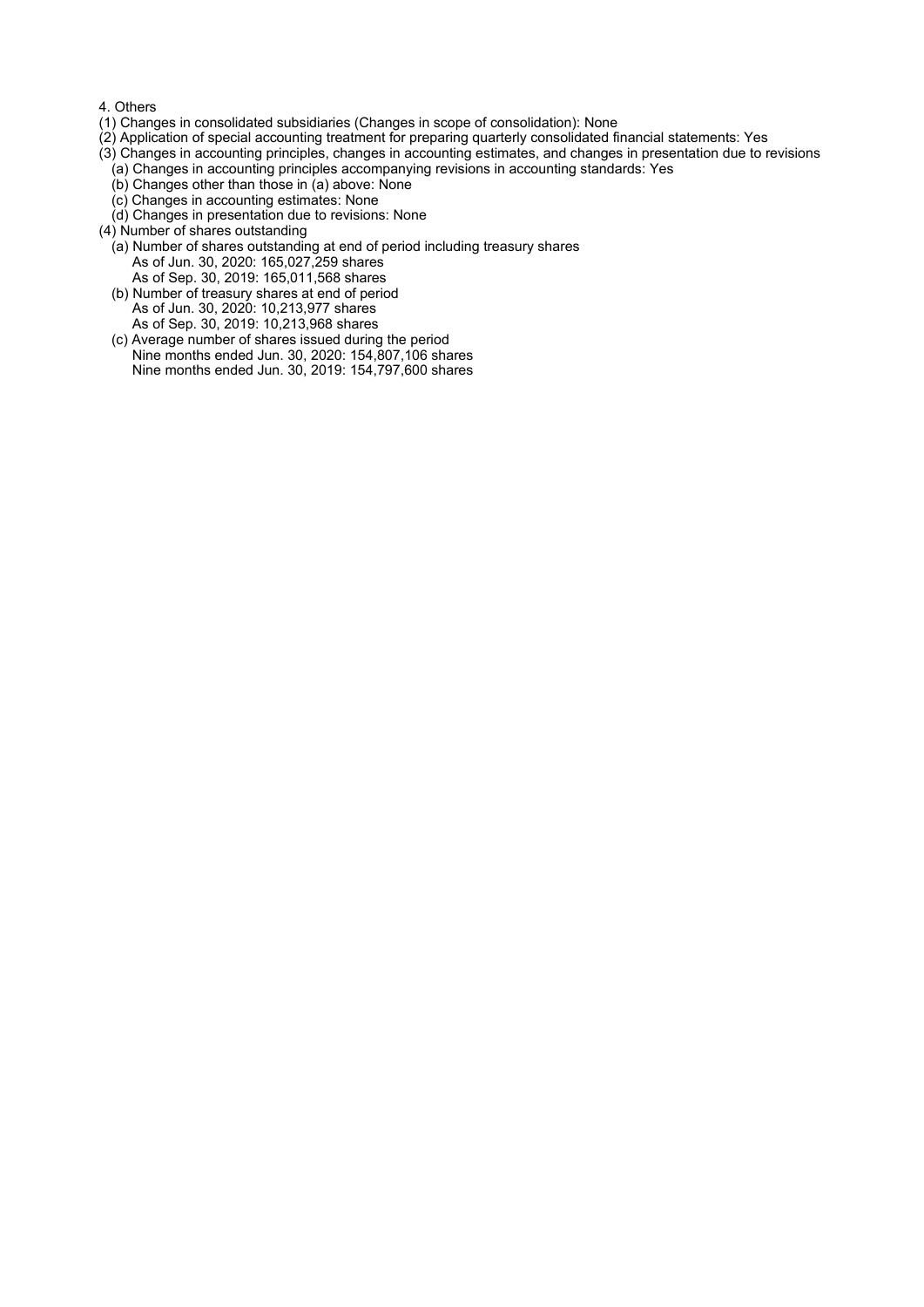4. Others

(1) Changes in consolidated subsidiaries (Changes in scope of consolidation): None

(2) Application of special accounting treatment for preparing quarterly consolidated financial statements: Yes

(3) Changes in accounting principles, changes in accounting estimates, and changes in presentation due to revisions

- (a) Changes in accounting principles accompanying revisions in accounting standards: Yes
- (b) Changes other than those in (a) above: None
- (c) Changes in accounting estimates: None
- (d) Changes in presentation due to revisions: None

(4) Number of shares outstanding

- (a) Number of shares outstanding at end of period including treasury shares
  - As of Jun. 30, 2020: 165,027,259 shares
  - As of Sep. 30, 2019: 165,011,568 shares
- (b) Number of treasury shares at end of period
  - As of Jun. 30, 2020: 10,213,977 shares
  - As of Sep. 30, 2019: 10,213,968 shares
- (c) Average number of shares issued during the period
  - Nine months ended Jun. 30, 2020: 154,807,106 shares
  - Nine months ended Jun. 30, 2019: 154,797,600 shares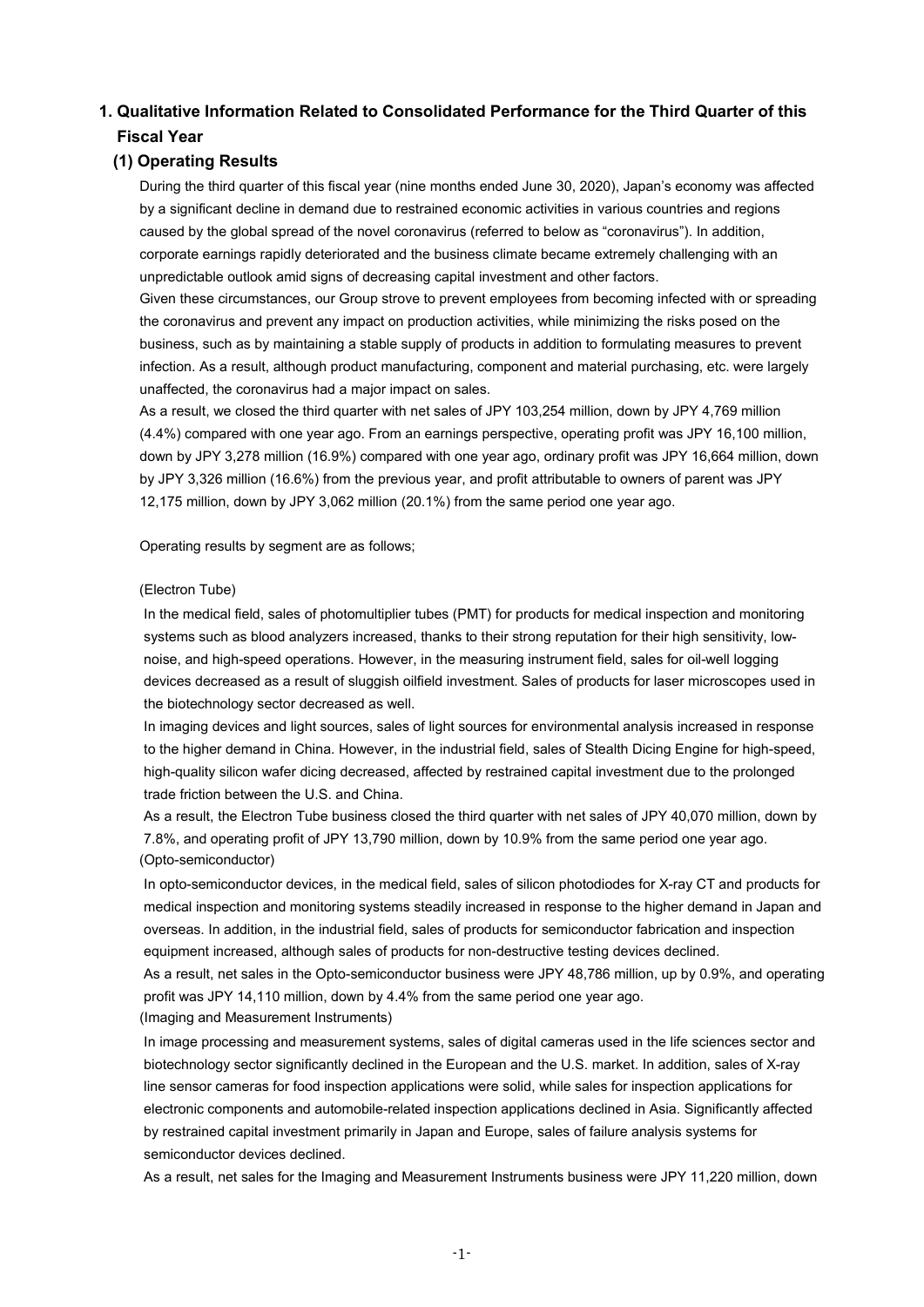## 1. Qualitative Information Related to Consolidated Performance for the Third Quarter of this Fiscal Year

### (1) Operating Results

During the third quarter of this fiscal year (nine months ended June 30, 2020), Japan's economy was affected by a significant decline in demand due to restrained economic activities in various countries and regions caused by the global spread of the novel coronavirus (referred to below as "coronavirus"). In addition, corporate earnings rapidly deteriorated and the business climate became extremely challenging with an unpredictable outlook amid signs of decreasing capital investment and other factors.

Given these circumstances, our Group strove to prevent employees from becoming infected with or spreading the coronavirus and prevent any impact on production activities, while minimizing the risks posed on the business, such as by maintaining a stable supply of products in addition to formulating measures to prevent infection. As a result, although product manufacturing, component and material purchasing, etc. were largely unaffected, the coronavirus had a major impact on sales.

As a result, we closed the third quarter with net sales of JPY 103,254 million, down by JPY 4,769 million (4.4%) compared with one year ago. From an earnings perspective, operating profit was JPY 16,100 million, down by JPY 3,278 million (16.9%) compared with one year ago, ordinary profit was JPY 16,664 million, down by JPY 3,326 million (16.6%) from the previous year, and profit attributable to owners of parent was JPY 12,175 million, down by JPY 3,062 million (20.1%) from the same period one year ago.

Operating results by segment are as follows;

(Electron Tube)

In the medical field, sales of photomultiplier tubes (PMT) for products for medical inspection and monitoring systems such as blood analyzers increased, thanks to their strong reputation for their high sensitivity, low-noise, and high-speed operations. However, in the measuring instrument field, sales for oil-well logging devices decreased as a result of sluggish oilfield investment. Sales of products for laser microscopes used in the biotechnology sector decreased as well.

In imaging devices and light sources, sales of light sources for environmental analysis increased in response to the higher demand in China. However, in the industrial field, sales of Stealth Dicing Engine for high-speed, high-quality silicon wafer dicing decreased, affected by restrained capital investment due to the prolonged trade friction between the U.S. and China.

As a result, the Electron Tube business closed the third quarter with net sales of JPY 40,070 million, down by 7.8%, and operating profit of JPY 13,790 million, down by 10.9% from the same period one year ago.

(Opto-semiconductor)

In opto-semiconductor devices, in the medical field, sales of silicon photodiodes for X-ray CT and products for medical inspection and monitoring systems steadily increased in response to the higher demand in Japan and overseas. In addition, in the industrial field, sales of products for semiconductor fabrication and inspection equipment increased, although sales of products for non-destructive testing devices declined.

As a result, net sales in the Opto-semiconductor business were JPY 48,786 million, up by 0.9%, and operating profit was JPY 14,110 million, down by 4.4% from the same period one year ago.

(Imaging and Measurement Instruments)

In image processing and measurement systems, sales of digital cameras used in the life sciences sector and biotechnology sector significantly declined in the European and the U.S. market. In addition, sales of X-ray line sensor cameras for food inspection applications were solid, while sales for inspection applications for electronic components and automobile-related inspection applications declined in Asia. Significantly affected by restrained capital investment primarily in Japan and Europe, sales of failure analysis systems for semiconductor devices declined.

As a result, net sales for the Imaging and Measurement Instruments business were JPY 11,220 million, down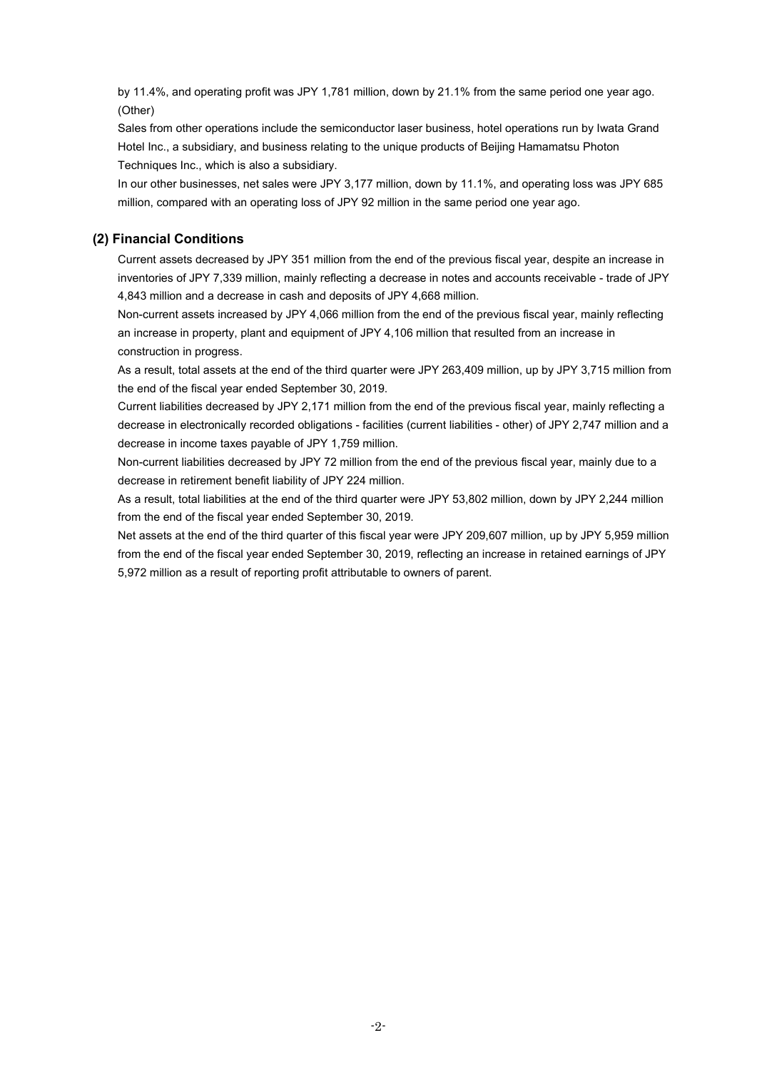by 11.4%, and operating profit was JPY 1,781 million, down by 21.1% from the same period one year ago.

(Other)

Sales from other operations include the semiconductor laser business, hotel operations run by Iwata Grand Hotel Inc., a subsidiary, and business relating to the unique products of Beijing Hamamatsu Photon Techniques Inc., which is also a subsidiary.

In our other businesses, net sales were JPY 3,177 million, down by 11.1%, and operating loss was JPY 685 million, compared with an operating loss of JPY 92 million in the same period one year ago.

## (2) Financial Conditions

Current assets decreased by JPY 351 million from the end of the previous fiscal year, despite an increase in inventories of JPY 7,339 million, mainly reflecting a decrease in notes and accounts receivable - trade of JPY 4,843 million and a decrease in cash and deposits of JPY 4,668 million.

Non-current assets increased by JPY 4,066 million from the end of the previous fiscal year, mainly reflecting an increase in property, plant and equipment of JPY 4,106 million that resulted from an increase in construction in progress.

As a result, total assets at the end of the third quarter were JPY 263,409 million, up by JPY 3,715 million from the end of the fiscal year ended September 30, 2019.

Current liabilities decreased by JPY 2,171 million from the end of the previous fiscal year, mainly reflecting a decrease in electronically recorded obligations - facilities (current liabilities - other) of JPY 2,747 million and a decrease in income taxes payable of JPY 1,759 million.

Non-current liabilities decreased by JPY 72 million from the end of the previous fiscal year, mainly due to a decrease in retirement benefit liability of JPY 224 million.

As a result, total liabilities at the end of the third quarter were JPY 53,802 million, down by JPY 2,244 million from the end of the fiscal year ended September 30, 2019.

Net assets at the end of the third quarter of this fiscal year were JPY 209,607 million, up by JPY 5,959 million from the end of the fiscal year ended September 30, 2019, reflecting an increase in retained earnings of JPY 5,972 million as a result of reporting profit attributable to owners of parent.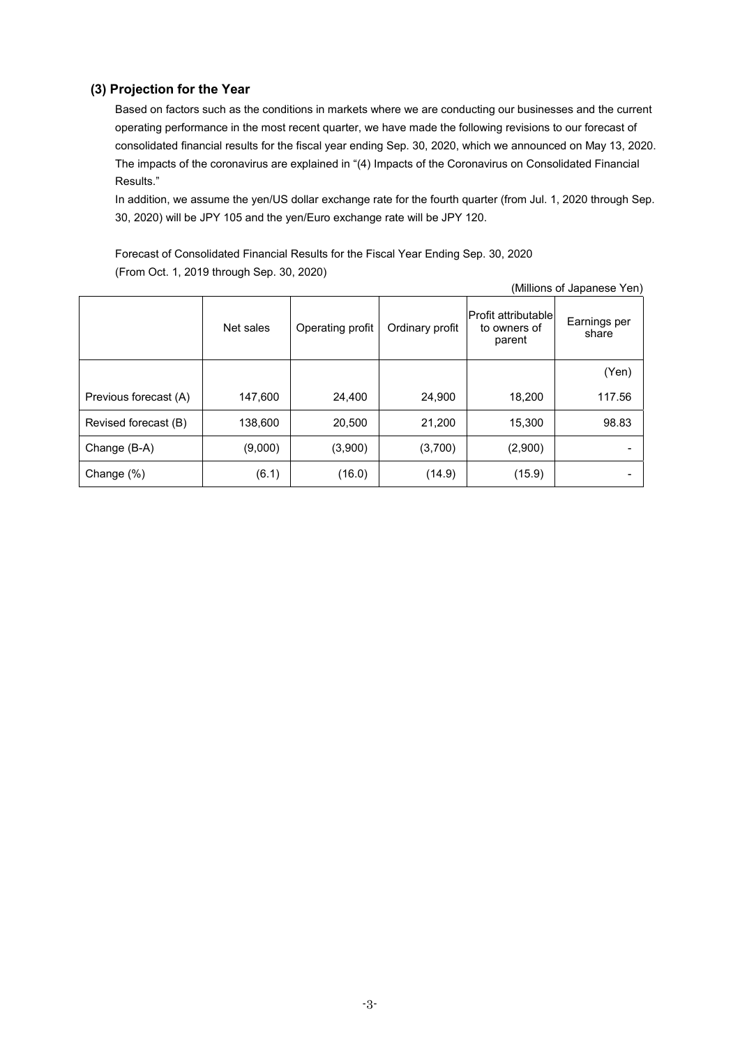### (3) Projection for the Year

Based on factors such as the conditions in markets where we are conducting our businesses and the current operating performance in the most recent quarter, we have made the following revisions to our forecast of consolidated financial results for the fiscal year ending Sep. 30, 2020, which we announced on May 13, 2020. The impacts of the coronavirus are explained in "(4) Impacts of the Coronavirus on Consolidated Financial Results."

In addition, we assume the yen/US dollar exchange rate for the fourth quarter (from Jul. 1, 2020 through Sep. 30, 2020) will be JPY 105 and the yen/Euro exchange rate will be JPY 120.

Forecast of Consolidated Financial Results for the Fiscal Year Ending Sep. 30, 2020
(From Oct. 1, 2019 through Sep. 30, 2020)

(Millions of Japanese Yen)

| | Net sales | Operating profit | Ordinary profit | Profit attributable to owners of parent | Earnings per share |
|---|---|---|---|---|---|
| | | | | | (Yen) |
| Previous forecast (A) | 147,600 | 24,400 | 24,900 | 18,200 | 117.56 |
| Revised forecast (B) | 138,600 | 20,500 | 21,200 | 15,300 | 98.83 |
| Change (B-A) | (9,000) | (3,900) | (3,700) | (2,900) | - |
| Change (%) | (6.1) | (16.0) | (14.9) | (15.9) | - |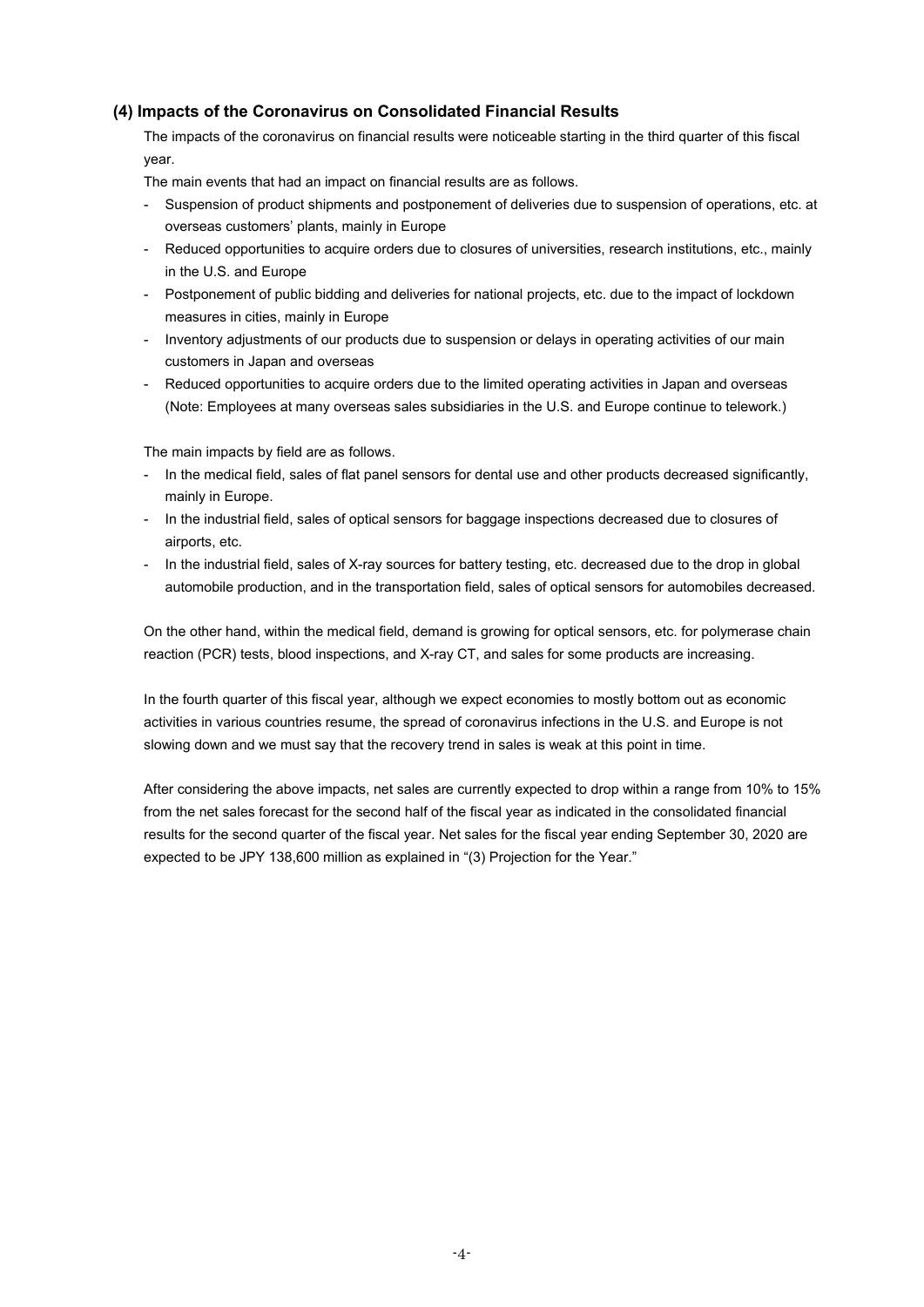### (4) Impacts of the Coronavirus on Consolidated Financial Results

The impacts of the coronavirus on financial results were noticeable starting in the third quarter of this fiscal year.

The main events that had an impact on financial results are as follows.

- Suspension of product shipments and postponement of deliveries due to suspension of operations, etc. at overseas customers' plants, mainly in Europe
- Reduced opportunities to acquire orders due to closures of universities, research institutions, etc., mainly in the U.S. and Europe
- Postponement of public bidding and deliveries for national projects, etc. due to the impact of lockdown measures in cities, mainly in Europe
- Inventory adjustments of our products due to suspension or delays in operating activities of our main customers in Japan and overseas
- Reduced opportunities to acquire orders due to the limited operating activities in Japan and overseas (Note: Employees at many overseas sales subsidiaries in the U.S. and Europe continue to telework.)

The main impacts by field are as follows.

- In the medical field, sales of flat panel sensors for dental use and other products decreased significantly, mainly in Europe.
- In the industrial field, sales of optical sensors for baggage inspections decreased due to closures of airports, etc.
- In the industrial field, sales of X-ray sources for battery testing, etc. decreased due to the drop in global automobile production, and in the transportation field, sales of optical sensors for automobiles decreased.

On the other hand, within the medical field, demand is growing for optical sensors, etc. for polymerase chain reaction (PCR) tests, blood inspections, and X-ray CT, and sales for some products are increasing.

In the fourth quarter of this fiscal year, although we expect economies to mostly bottom out as economic activities in various countries resume, the spread of coronavirus infections in the U.S. and Europe is not slowing down and we must say that the recovery trend in sales is weak at this point in time.

After considering the above impacts, net sales are currently expected to drop within a range from 10% to 15% from the net sales forecast for the second half of the fiscal year as indicated in the consolidated financial results for the second quarter of the fiscal year. Net sales for the fiscal year ending September 30, 2020 are expected to be JPY 138,600 million as explained in "(3) Projection for the Year."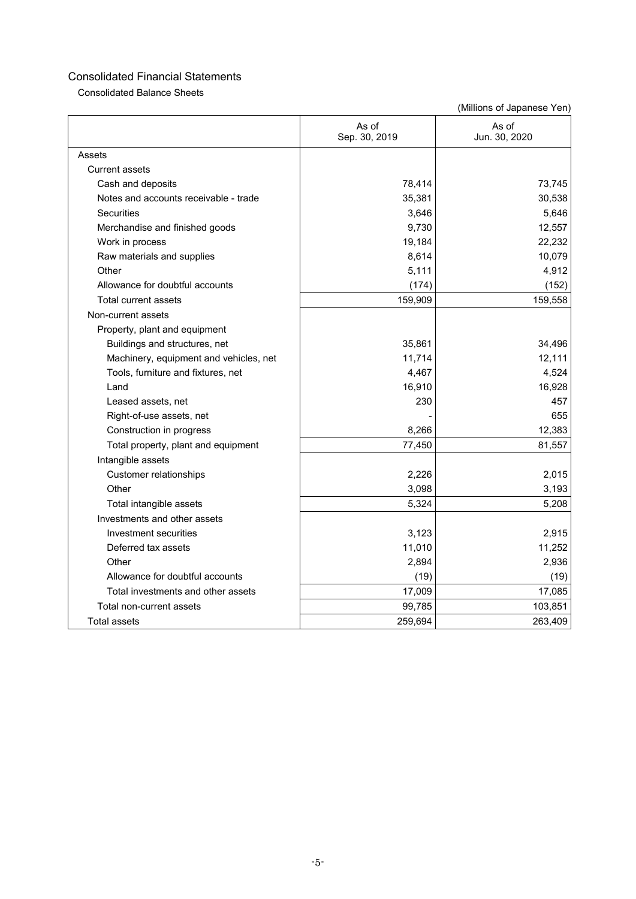# Consolidated Financial Statements

## Consolidated Balance Sheets

(Millions of Japanese Yen)

| | As of Sep. 30, 2019 | As of Jun. 30, 2020 |
|---|---|---|
| Assets | | |
| Current assets | | |
| Cash and deposits | 78,414 | 73,745 |
| Notes and accounts receivable - trade | 35,381 | 30,538 |
| Securities | 3,646 | 5,646 |
| Merchandise and finished goods | 9,730 | 12,557 |
| Work in process | 19,184 | 22,232 |
| Raw materials and supplies | 8,614 | 10,079 |
| Other | 5,111 | 4,912 |
| Allowance for doubtful accounts | (174) | (152) |
| Total current assets | 159,909 | 159,558 |
| Non-current assets | | |
| Property, plant and equipment | | |
| Buildings and structures, net | 35,861 | 34,496 |
| Machinery, equipment and vehicles, net | 11,714 | 12,111 |
| Tools, furniture and fixtures, net | 4,467 | 4,524 |
| Land | 16,910 | 16,928 |
| Leased assets, net | 230 | 457 |
| Right-of-use assets, net | - | 655 |
| Construction in progress | 8,266 | 12,383 |
| Total property, plant and equipment | 77,450 | 81,557 |
| Intangible assets | | |
| Customer relationships | 2,226 | 2,015 |
| Other | 3,098 | 3,193 |
| Total intangible assets | 5,324 | 5,208 |
| Investments and other assets | | |
| Investment securities | 3,123 | 2,915 |
| Deferred tax assets | 11,010 | 11,252 |
| Other | 2,894 | 2,936 |
| Allowance for doubtful accounts | (19) | (19) |
| Total investments and other assets | 17,009 | 17,085 |
| Total non-current assets | 99,785 | 103,851 |
| Total assets | 259,694 | 263,409 |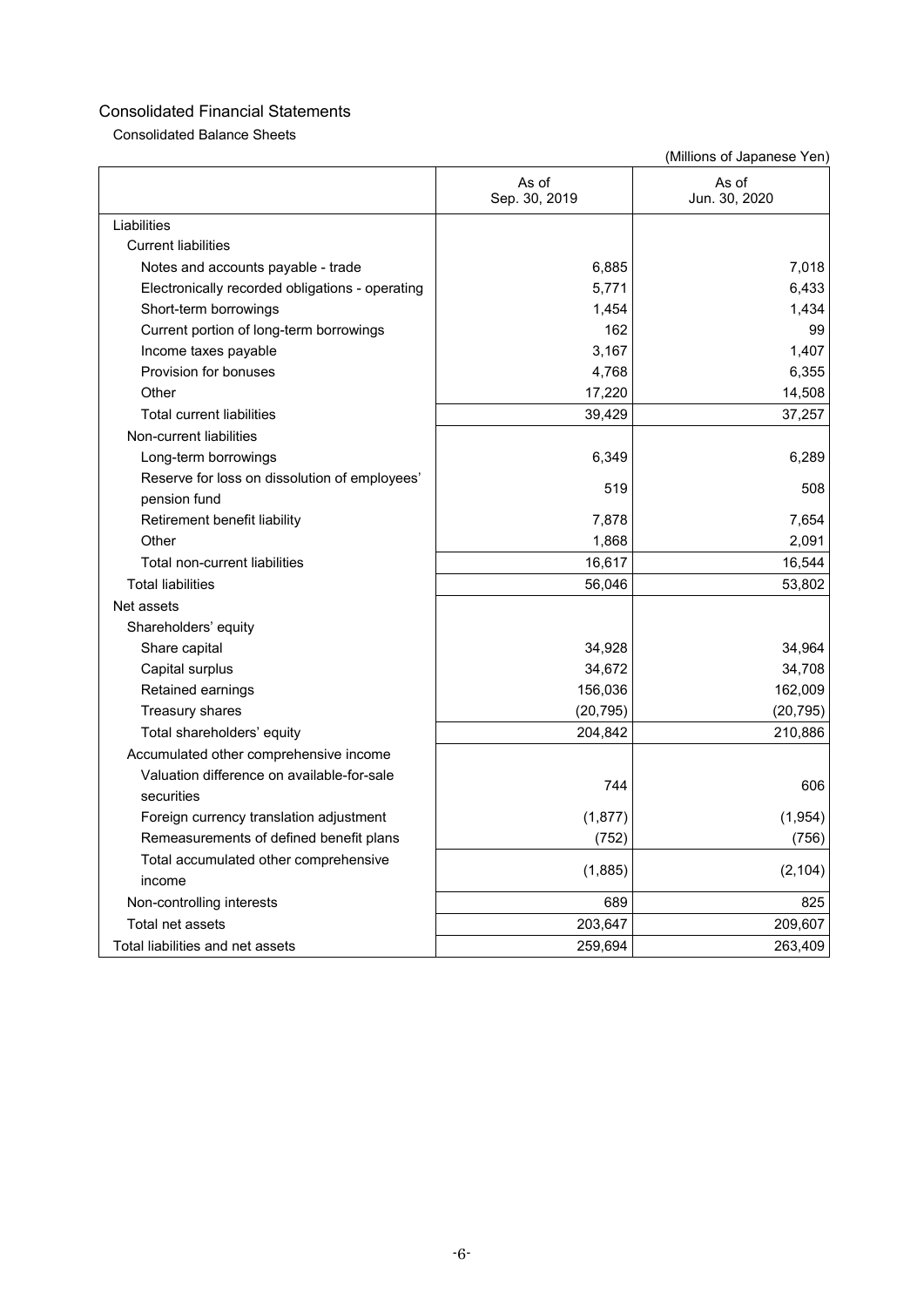# Consolidated Financial Statements

## Consolidated Balance Sheets

(Millions of Japanese Yen)

| | As of Sep. 30, 2019 | As of Jun. 30, 2020 |
|---|---|---|
| Liabilities | | |
| Current liabilities | | |
| Notes and accounts payable - trade | 6,885 | 7,018 |
| Electronically recorded obligations - operating | 5,771 | 6,433 |
| Short-term borrowings | 1,454 | 1,434 |
| Current portion of long-term borrowings | 162 | 99 |
| Income taxes payable | 3,167 | 1,407 |
| Provision for bonuses | 4,768 | 6,355 |
| Other | 17,220 | 14,508 |
| Total current liabilities | 39,429 | 37,257 |
| Non-current liabilities | | |
| Long-term borrowings | 6,349 | 6,289 |
| Reserve for loss on dissolution of employees' pension fund | 519 | 508 |
| Retirement benefit liability | 7,878 | 7,654 |
| Other | 1,868 | 2,091 |
| Total non-current liabilities | 16,617 | 16,544 |
| Total liabilities | 56,046 | 53,802 |
| Net assets | | |
| Shareholders' equity | | |
| Share capital | 34,928 | 34,964 |
| Capital surplus | 34,672 | 34,708 |
| Retained earnings | 156,036 | 162,009 |
| Treasury shares | (20,795) | (20,795) |
| Total shareholders' equity | 204,842 | 210,886 |
| Accumulated other comprehensive income | | |
| Valuation difference on available-for-sale securities | 744 | 606 |
| Foreign currency translation adjustment | (1,877) | (1,954) |
| Remeasurements of defined benefit plans | (752) | (756) |
| Total accumulated other comprehensive income | (1,885) | (2,104) |
| Non-controlling interests | 689 | 825 |
| Total net assets | 203,647 | 209,607 |
| Total liabilities and net assets | 259,694 | 263,409 |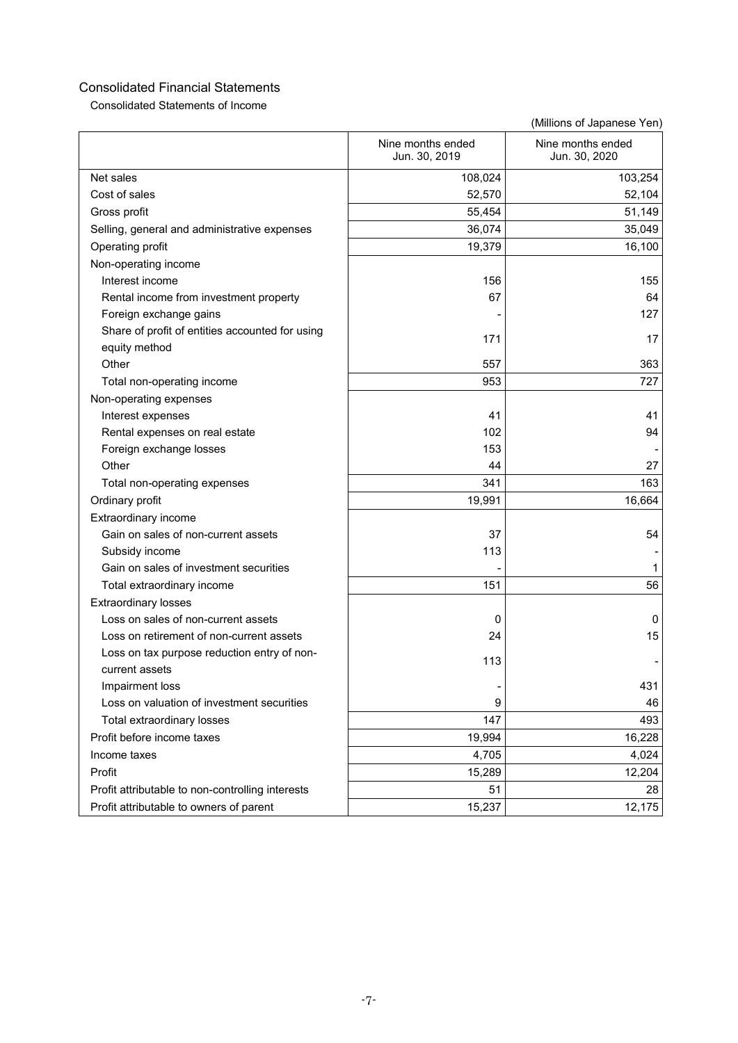## Consolidated Financial Statements

### Consolidated Statements of Income

(Millions of Japanese Yen)

| | Nine months ended Jun. 30, 2019 | Nine months ended Jun. 30, 2020 |
|---|---|---|
| Net sales | 108,024 | 103,254 |
| Cost of sales | 52,570 | 52,104 |
| Gross profit | 55,454 | 51,149 |
| Selling, general and administrative expenses | 36,074 | 35,049 |
| Operating profit | 19,379 | 16,100 |
| Non-operating income | | |
| Interest income | 156 | 155 |
| Rental income from investment property | 67 | 64 |
| Foreign exchange gains | - | 127 |
| Share of profit of entities accounted for using equity method | 171 | 17 |
| Other | 557 | 363 |
| Total non-operating income | 953 | 727 |
| Non-operating expenses | | |
| Interest expenses | 41 | 41 |
| Rental expenses on real estate | 102 | 94 |
| Foreign exchange losses | 153 | - |
| Other | 44 | 27 |
| Total non-operating expenses | 341 | 163 |
| Ordinary profit | 19,991 | 16,664 |
| Extraordinary income | | |
| Gain on sales of non-current assets | 37 | 54 |
| Subsidy income | 113 | - |
| Gain on sales of investment securities | - | 1 |
| Total extraordinary income | 151 | 56 |
| Extraordinary losses | | |
| Loss on sales of non-current assets | 0 | 0 |
| Loss on retirement of non-current assets | 24 | 15 |
| Loss on tax purpose reduction entry of non-current assets | 113 | - |
| Impairment loss | - | 431 |
| Loss on valuation of investment securities | 9 | 46 |
| Total extraordinary losses | 147 | 493 |
| Profit before income taxes | 19,994 | 16,228 |
| Income taxes | 4,705 | 4,024 |
| Profit | 15,289 | 12,204 |
| Profit attributable to non-controlling interests | 51 | 28 |
| Profit attributable to owners of parent | 15,237 | 12,175 |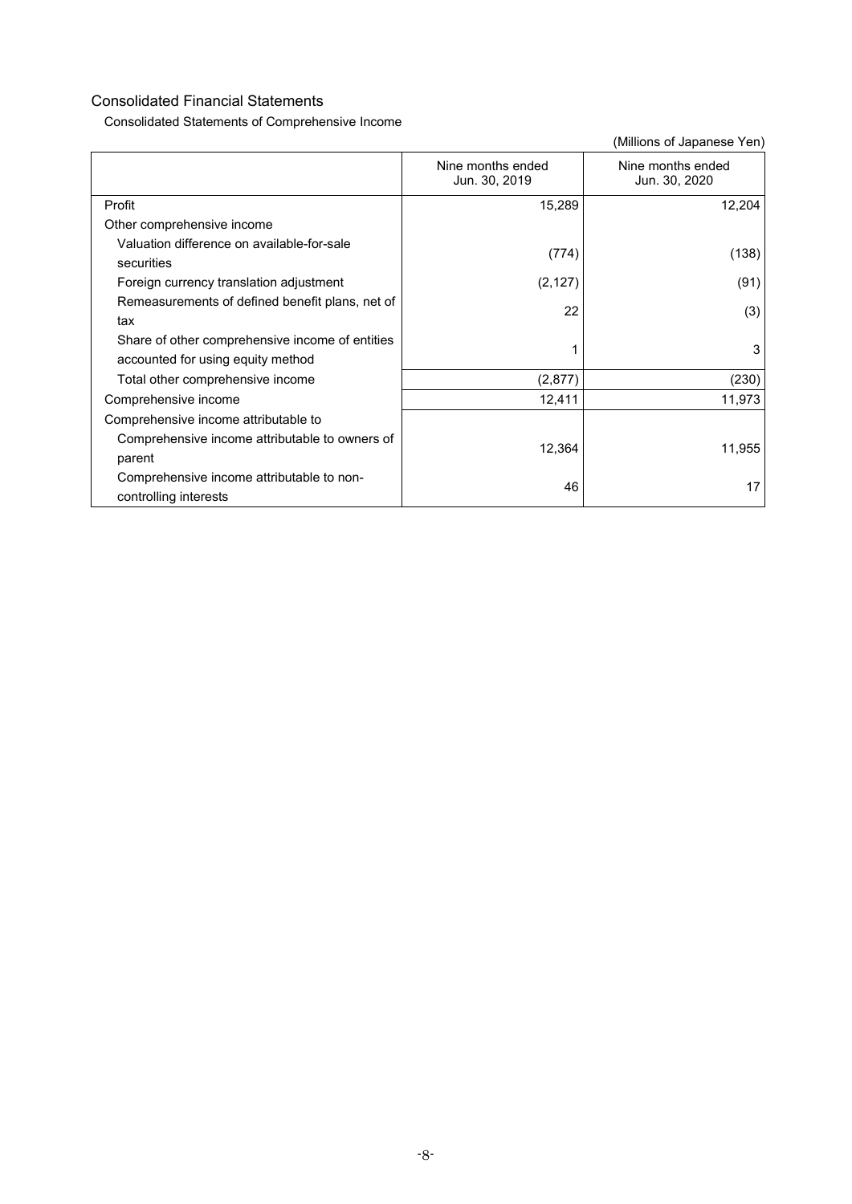## Consolidated Financial Statements

### Consolidated Statements of Comprehensive Income

(Millions of Japanese Yen)

| | Nine months ended Jun. 30, 2019 | Nine months ended Jun. 30, 2020 |
|---|---|---|
| Profit | 15,289 | 12,204 |
| Other comprehensive income | | |
| Valuation difference on available-for-sale securities | (774) | (138) |
| Foreign currency translation adjustment | (2,127) | (91) |
| Remeasurements of defined benefit plans, net of tax | 22 | (3) |
| Share of other comprehensive income of entities accounted for using equity method | 1 | 3 |
| Total other comprehensive income | (2,877) | (230) |
| Comprehensive income | 12,411 | 11,973 |
| Comprehensive income attributable to | | |
| Comprehensive income attributable to owners of parent | 12,364 | 11,955 |
| Comprehensive income attributable to non-controlling interests | 46 | 17 |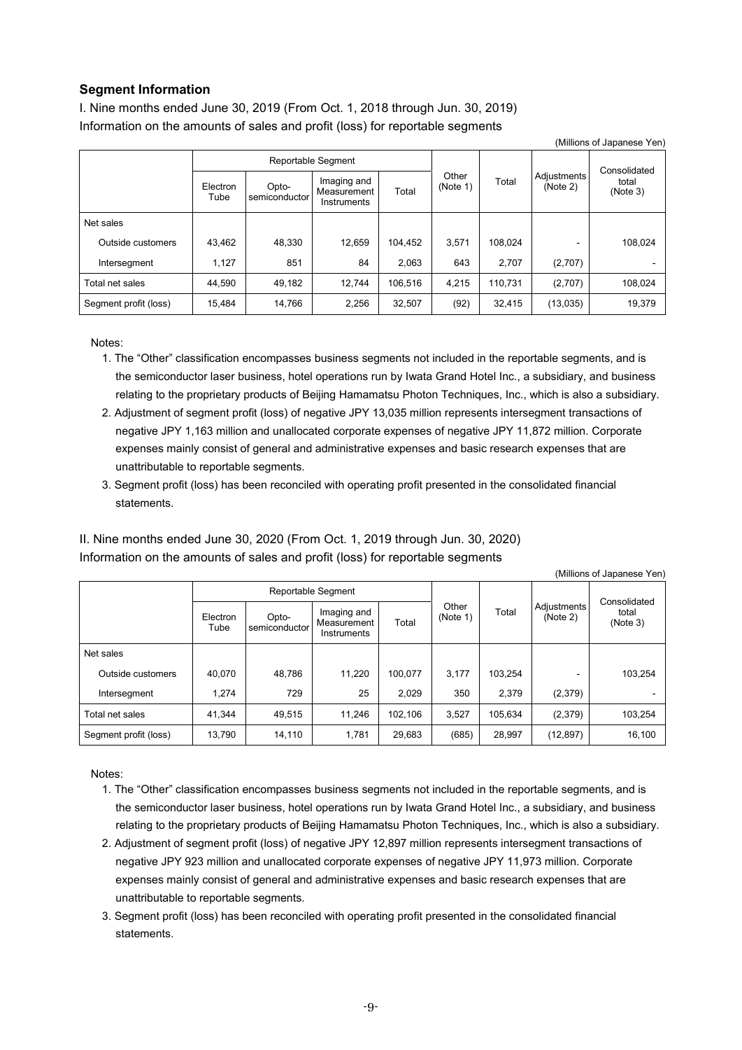### Segment Information

I. Nine months ended June 30, 2019 (From Oct. 1, 2018 through Jun. 30, 2019)
Information on the amounts of sales and profit (loss) for reportable segments

(Millions of Japanese Yen)

| | Reportable Segment | | | | Other (Note 1) | Total | Adjustments (Note 2) | Consolidated total (Note 3) |
|---|---|---|---|---|---|---|---|---|
| | Electron Tube | Opto-semiconductor | Imaging and Measurement Instruments | Total | | | | |
| Net sales | | | | | | | | |
| Outside customers | 43,462 | 48,330 | 12,659 | 104,452 | 3,571 | 108,024 | - | 108,024 |
| Intersegment | 1,127 | 851 | 84 | 2,063 | 643 | 2,707 | (2,707) | - |
| Total net sales | 44,590 | 49,182 | 12,744 | 106,516 | 4,215 | 110,731 | (2,707) | 108,024 |
| Segment profit (loss) | 15,484 | 14,766 | 2,256 | 32,507 | (92) | 32,415 | (13,035) | 19,379 |

Notes:

1. The "Other" classification encompasses business segments not included in the reportable segments, and is the semiconductor laser business, hotel operations run by Iwata Grand Hotel Inc., a subsidiary, and business relating to the proprietary products of Beijing Hamamatsu Photon Techniques, Inc., which is also a subsidiary.
2. Adjustment of segment profit (loss) of negative JPY 13,035 million represents intersegment transactions of negative JPY 1,163 million and unallocated corporate expenses of negative JPY 11,872 million. Corporate expenses mainly consist of general and administrative expenses and basic research expenses that are unattributable to reportable segments.
3. Segment profit (loss) has been reconciled with operating profit presented in the consolidated financial statements.

II. Nine months ended June 30, 2020 (From Oct. 1, 2019 through Jun. 30, 2020)
Information on the amounts of sales and profit (loss) for reportable segments

(Millions of Japanese Yen)

| | Reportable Segment | | | | Other (Note 1) | Total | Adjustments (Note 2) | Consolidated total (Note 3) |
|---|---|---|---|---|---|---|---|---|
| | Electron Tube | Opto-semiconductor | Imaging and Measurement Instruments | Total | | | | |
| Net sales | | | | | | | | |
| Outside customers | 40,070 | 48,786 | 11,220 | 100,077 | 3,177 | 103,254 | - | 103,254 |
| Intersegment | 1,274 | 729 | 25 | 2,029 | 350 | 2,379 | (2,379) | - |
| Total net sales | 41,344 | 49,515 | 11,246 | 102,106 | 3,527 | 105,634 | (2,379) | 103,254 |
| Segment profit (loss) | 13,790 | 14,110 | 1,781 | 29,683 | (685) | 28,997 | (12,897) | 16,100 |

Notes:

1. The "Other" classification encompasses business segments not included in the reportable segments, and is the semiconductor laser business, hotel operations run by Iwata Grand Hotel Inc., a subsidiary, and business relating to the proprietary products of Beijing Hamamatsu Photon Techniques, Inc., which is also a subsidiary.
2. Adjustment of segment profit (loss) of negative JPY 12,897 million represents intersegment transactions of negative JPY 923 million and unallocated corporate expenses of negative JPY 11,973 million. Corporate expenses mainly consist of general and administrative expenses and basic research expenses that are unattributable to reportable segments.
3. Segment profit (loss) has been reconciled with operating profit presented in the consolidated financial statements.